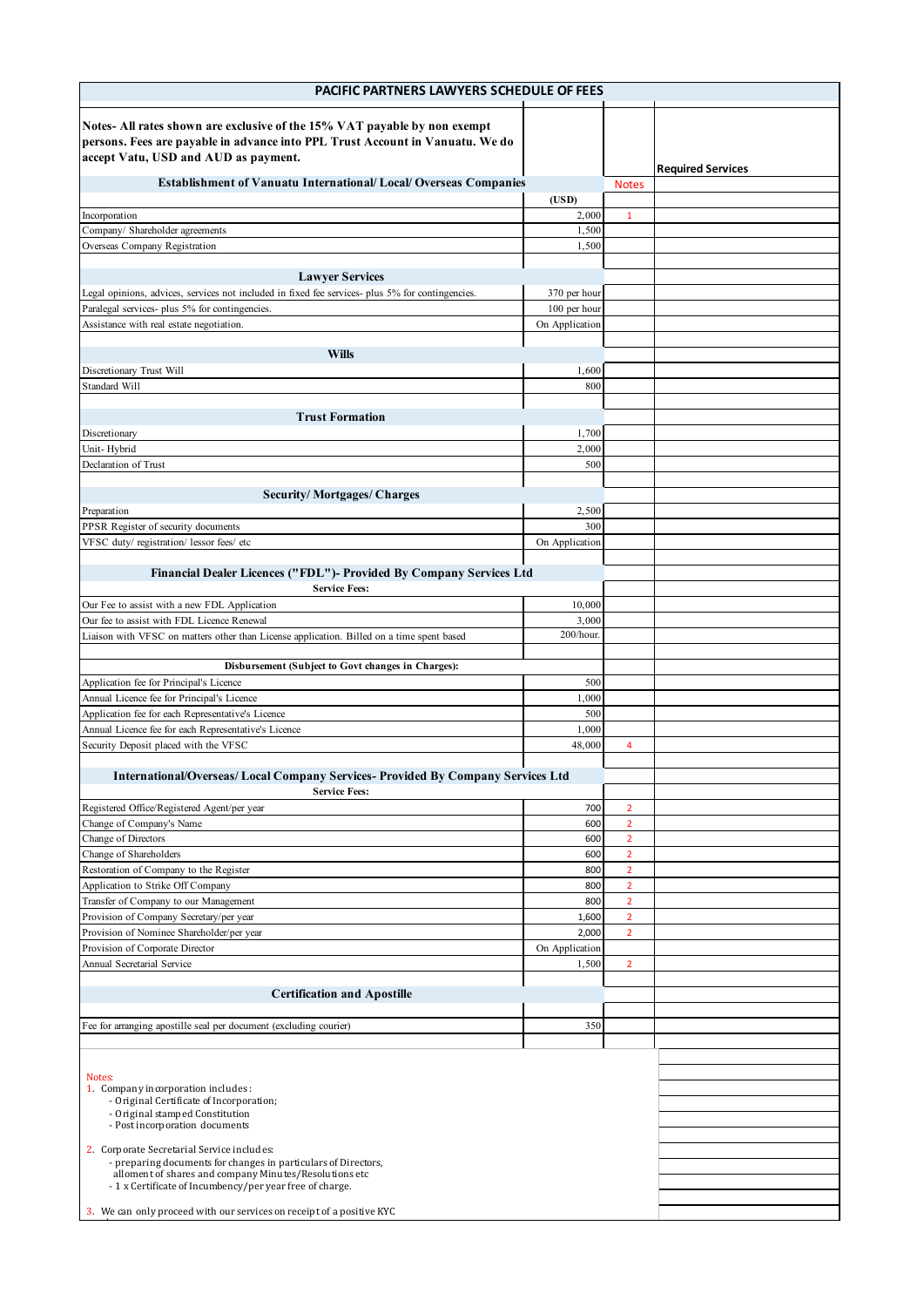# PACIFIC PARTNERS LAWYERS SCHEDULE OF FEES

**Notes- All rates shown are exclusive of the 15% VAT payable by non exempt persons. Fees are payable in advance into PPL Trust Account in Vanuatu. We do accept Vatu, USD and AUD as payment.**

| Establishment of Vanuatu International/ Local/ Overseas Companies | (USD) | Notes | Required Services |
|---|---|---|---|
| Incorporation | 2,000 | 1 | |
| Company/ Shareholder agreements | 1,500 | | |
| Overseas Company Registration | 1,500 | | |
| **Lawyer Services** | | | |
| Legal opinions, advices, services not included in fixed fee services- plus 5% for contingencies. | 370 per hour | | |
| Paralegal services- plus 5% for contingencies. | 100 per hour | | |
| Assistance with real estate negotiation. | On Application | | |
| **Wills** | | | |
| Discretionary Trust Will | 1,600 | | |
| Standard Will | 800 | | |
| **Trust Formation** | | | |
| Discretionary | 1,700 | | |
| Unit- Hybrid | 2,000 | | |
| Declaration of Trust | 500 | | |
| **Security/ Mortgages/ Charges** | | | |
| Preparation | 2,500 | | |
| PPSR Register of security documents | 300 | | |
| VFSC duty/ registration/ lessor fees/ etc | On Application | | |
| **Financial Dealer Licences ("FDL")- Provided By Company Services Ltd** | | | |
| **Service Fees:** | | | |
| Our Fee to assist with a new FDL Application | 10,000 | | |
| Our fee to assist with FDL Licence Renewal | 3,000 | | |
| Liaison with VFSC on matters other than License application. Billed on a time spent based | 200/hour. | | |
| **Disbursement (Subject to Govt changes in Charges):** | | | |
| Application fee for Principal's Licence | 500 | | |
| Annual Licence fee for Principal's Licence | 1,000 | | |
| Application fee for each Representative's Licence | 500 | | |
| Annual Licence fee for each Representative's Licence | 1,000 | | |
| Security Deposit placed with the VFSC | 48,000 | 4 | |
| **International/Overseas/ Local Company Services- Provided By Company Services Ltd** | | | |
| **Service Fees:** | | | |
| Registered Office/Registered Agent/per year | 700 | 2 | |
| Change of Company's Name | 600 | 2 | |
| Change of Directors | 600 | 2 | |
| Change of Shareholders | 600 | 2 | |
| Restoration of Company to the Register | 800 | 2 | |
| Application to Strike Off Company | 800 | 2 | |
| Transfer of Company to our Management | 800 | 2 | |
| Provision of Company Secretary/per year | 1,600 | 2 | |
| Provision of Nominee Shareholder/per year | 2,000 | 2 | |
| Provision of Corporate Director | On Application | | |
| Annual Secretarial Service | 1,500 | 2 | |
| **Certification and Apostille** | | | |
| Fee for arranging apostille seal per document (excluding courier) | 350 | | |

Notes:

1. Company incorporation includes:
   - Original Certificate of Incorporation;
   - Original stamped Constitution
   - Post incorporation documents
2. Corporate Secretarial Service includes:
   - preparing documents for changes in particulars of Directors, allotment of shares and company Minutes/Resolutions etc
   - 1 x Certificate of Incumbency/per year free of charge.
3. We can only proceed with our services on receipt of a positive KYC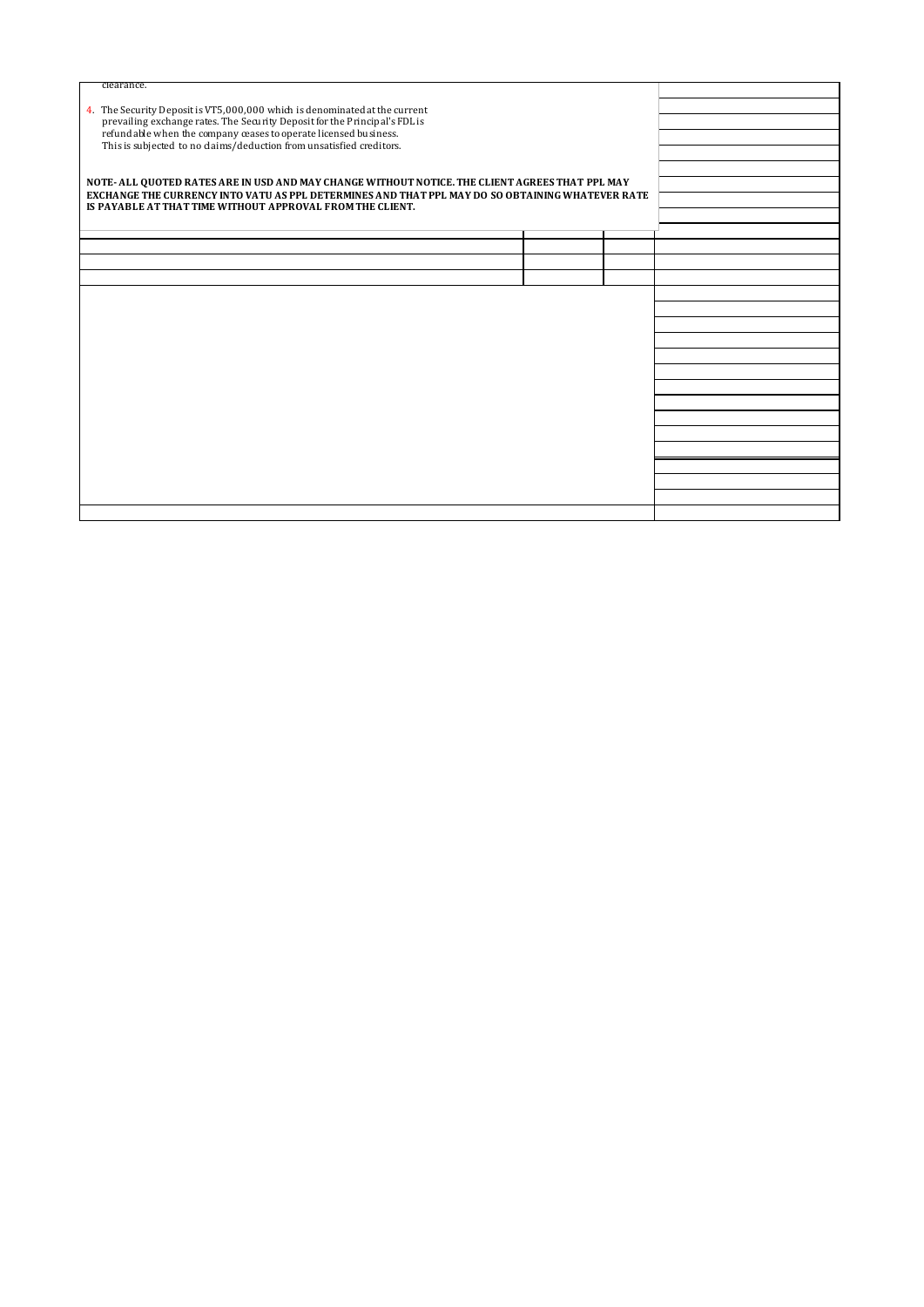clearance.

4. The Security Deposit is VT5,000,000 which is denominated at the current prevailing exchange rates. The Security Deposit for the Principal's FDL is refundable when the company ceases to operate licensed business. This is subjected to no claims/deduction from unsatisfied creditors.

**NOTE- ALL QUOTED RATES ARE IN USD AND MAY CHANGE WITHOUT NOTICE. THE CLIENT AGREES THAT PPL MAY EXCHANGE THE CURRENCY INTO VATU AS PPL DETERMINES AND THAT PPL MAY DO SO OBTAINING WHATEVER RATE IS PAYABLE AT THAT TIME WITHOUT APPROVAL FROM THE CLIENT.**